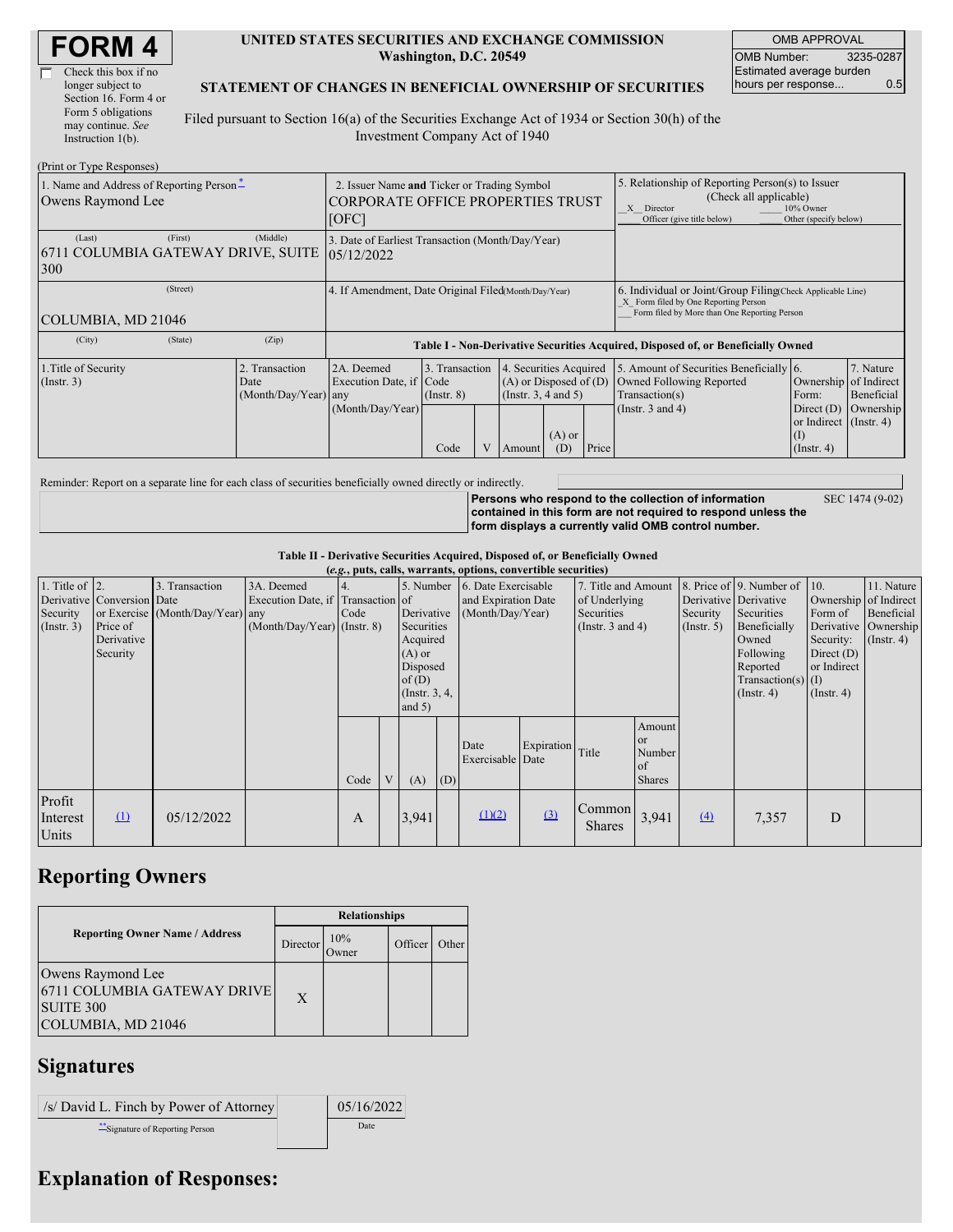# FORM 4

☐ Check this box if no longer subject to Section 16. Form 4 or Form 5 obligations may continue. *See* Instruction 1(b).

**UNITED STATES SECURITIES AND EXCHANGE COMMISSION**
**Washington, D.C. 20549**

**STATEMENT OF CHANGES IN BENEFICIAL OWNERSHIP OF SECURITIES**

Filed pursuant to Section 16(a) of the Securities Exchange Act of 1934 or Section 30(h) of the Investment Company Act of 1940

| OMB APPROVAL | |
|---|---|
| OMB Number: | 3235-0287 |
| Estimated average burden hours per response... | 0.5 |

(Print or Type Responses)

| 1. Name and Address of Reporting Person * | 2. Issuer Name **and** Ticker or Trading Symbol | 5. Relationship of Reporting Person(s) to Issuer (Check all applicable) |
|---|---|---|
| Owens Raymond Lee | CORPORATE OFFICE PROPERTIES TRUST [OFC] | _X_ Director ___ 10% Owner ___ Officer (give title below) ___ Other (specify below) |
| (Last) (First) (Middle) 6711 COLUMBIA GATEWAY DRIVE, SUITE 300 | 3. Date of Earliest Transaction (Month/Day/Year) 05/12/2022 | |
| (Street) COLUMBIA, MD 21046 | 4. If Amendment, Date Original Filed (Month/Day/Year) | 6. Individual or Joint/Group Filing (Check Applicable Line) _X_ Form filed by One Reporting Person ___ Form filed by More than One Reporting Person |
| (City) (State) (Zip) | | |

**Table I - Non-Derivative Securities Acquired, Disposed of, or Beneficially Owned**

| 1.Title of Security (Instr. 3) | 2. Transaction Date (Month/Day/Year) | 2A. Deemed Execution Date, if any (Month/Day/Year) | 3. Transaction Code (Instr. 8) | | 4. Securities Acquired (A) or Disposed of (D) (Instr. 3, 4 and 5) | | | 5. Amount of Securities Beneficially Owned Following Reported Transaction(s) (Instr. 3 and 4) | 6. Ownership Form: Direct (D) or Indirect (I) (Instr. 4) | 7. Nature of Indirect Beneficial Ownership (Instr. 4) |
|---|---|---|---|---|---|---|---|---|---|---|
| | | | Code | V | Amount | (A) or (D) | Price | | | |

Reminder: Report on a separate line for each class of securities beneficially owned directly or indirectly.

**Persons who respond to the collection of information contained in this form are not required to respond unless the form displays a currently valid OMB control number.** SEC 1474 (9-02)

**Table II - Derivative Securities Acquired, Disposed of, or Beneficially Owned**
***(e.g., puts, calls, warrants, options, convertible securities)***

| 1. Title of Derivative Security (Instr. 3) | 2. Conversion or Exercise Price of Derivative Security | 3. Transaction Date (Month/Day/Year) | 3A. Deemed Execution Date, if any (Month/Day/Year) | 4. Transaction Code (Instr. 8) | | 5. Number of Derivative Securities Acquired (A) or Disposed of (D) (Instr. 3, 4, and 5) | | 6. Date Exercisable and Expiration Date (Month/Day/Year) | | 7. Title and Amount of Underlying Securities (Instr. 3 and 4) | | 8. Price of Derivative Security (Instr. 5) | 9. Number of Derivative Securities Beneficially Owned Following Reported Transaction(s) (Instr. 4) | 10. Ownership Form of Derivative Security: Direct (D) or Indirect (I) (Instr. 4) | 11. Nature of Indirect Beneficial Ownership (Instr. 4) |
|---|---|---|---|---|---|---|---|---|---|---|---|---|---|---|---|
| | | | | Code | V | (A) | (D) | Date Exercisable | Expiration Date | Title | Amount or Number of Shares | | | | |
| Profit Interest Units | (1) | 05/12/2022 | | A | | 3,941 | | (1)(2) | (3) | Common Shares | 3,941 | (4) | 7,357 | D | |

## Reporting Owners

| Reporting Owner Name / Address | Relationships | | | |
|---|---|---|---|---|
| | Director | 10% Owner | Officer | Other |
| Owens Raymond Lee 6711 COLUMBIA GATEWAY DRIVE SUITE 300 COLUMBIA, MD 21046 | X | | | |

## Signatures

| /s/ David L. Finch by Power of Attorney | 05/16/2022 |
|---|---|
| **Signature of Reporting Person | Date |

## Explanation of Responses: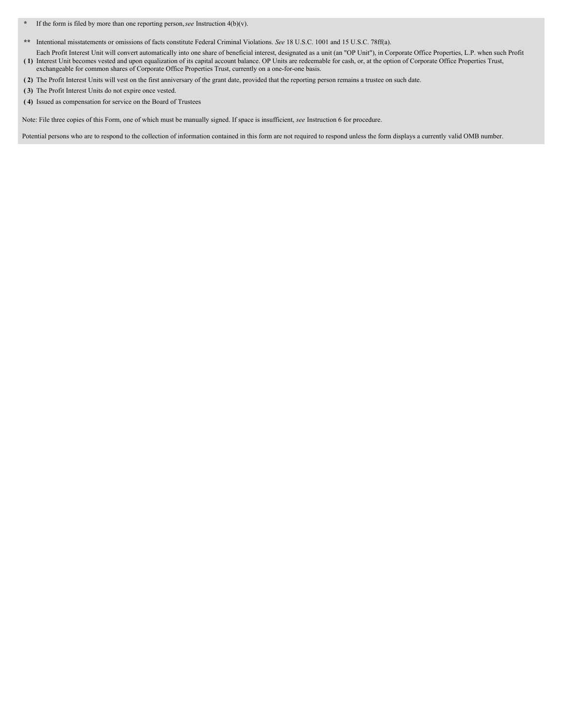\* If the form is filed by more than one reporting person, *see* Instruction 4(b)(v).

\*\* Intentional misstatements or omissions of facts constitute Federal Criminal Violations. *See* 18 U.S.C. 1001 and 15 U.S.C. 78ff(a).

**( 1)** Each Profit Interest Unit will convert automatically into one share of beneficial interest, designated as a unit (an "OP Unit"), in Corporate Office Properties, L.P. when such Profit Interest Unit becomes vested and upon equalization of its capital account balance. OP Units are redeemable for cash, or, at the option of Corporate Office Properties Trust, exchangeable for common shares of Corporate Office Properties Trust, currently on a one-for-one basis.

**( 2)** The Profit Interest Units will vest on the first anniversary of the grant date, provided that the reporting person remains a trustee on such date.

**( 3)** The Profit Interest Units do not expire once vested.

**( 4)** Issued as compensation for service on the Board of Trustees

Note: File three copies of this Form, one of which must be manually signed. If space is insufficient, *see* Instruction 6 for procedure.

Potential persons who are to respond to the collection of information contained in this form are not required to respond unless the form displays a currently valid OMB number.